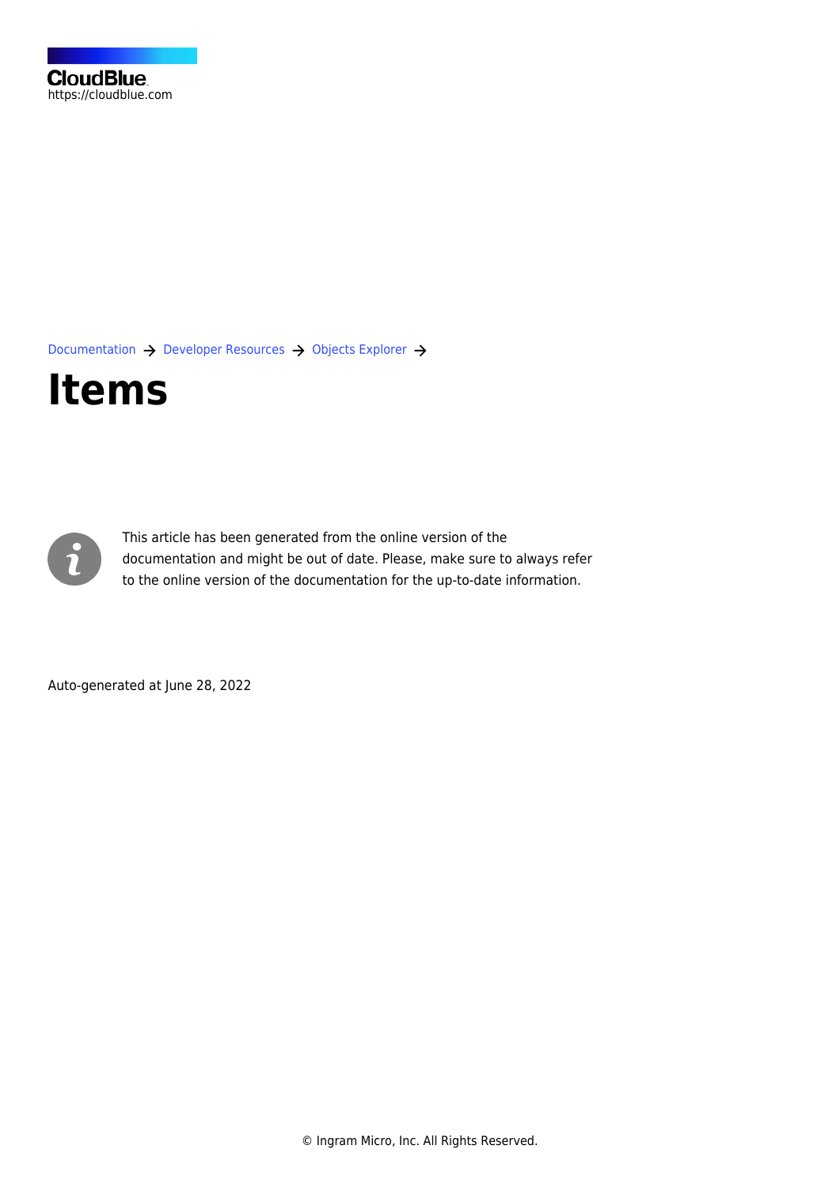CloudBlue
https://cloudblue.com

Documentation → Developer Resources → Objects Explorer →

# Items

This article has been generated from the online version of the documentation and might be out of date. Please, make sure to always refer to the online version of the documentation for the up-to-date information.

Auto-generated at June 28, 2022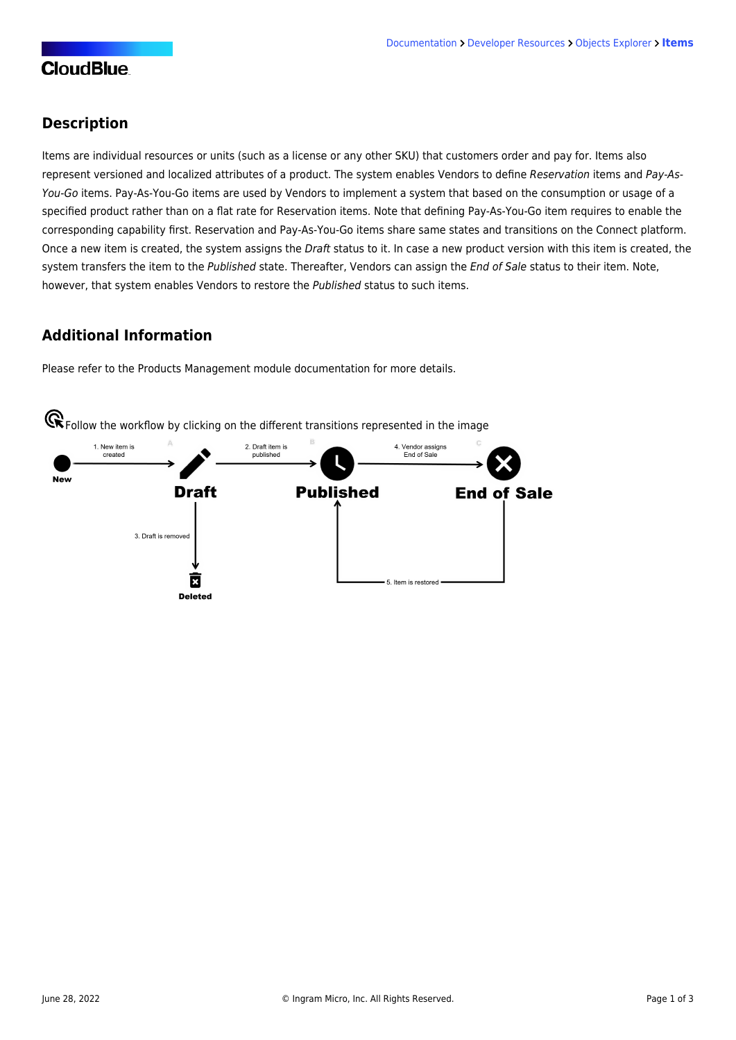## Description

Items are individual resources or units (such as a license or any other SKU) that customers order and pay for. Items also represent versioned and localized attributes of a product. The system enables Vendors to define *Reservation* items and *Pay-As-You-Go* items. Pay-As-You-Go items are used by Vendors to implement a system that based on the consumption or usage of a specified product rather than on a flat rate for Reservation items. Note that defining Pay-As-You-Go item requires to enable the corresponding capability first. Reservation and Pay-As-You-Go items share same states and transitions on the Connect platform. Once a new item is created, the system assigns the *Draft* status to it. In case a new product version with this item is created, the system transfers the item to the *Published* state. Thereafter, Vendors can assign the *End of Sale* status to their item. Note, however, that system enables Vendors to restore the *Published* status to such items.

## Additional Information

Please refer to the Products Management module documentation for more details.

Follow the workflow by clicking on the different transitions represented in the image

New
1. New item is created
Draft
2. Draft item is published
Published
4. Vendor assigns End of Sale
End of Sale
3. Draft is removed
Deleted
5. Item is restored